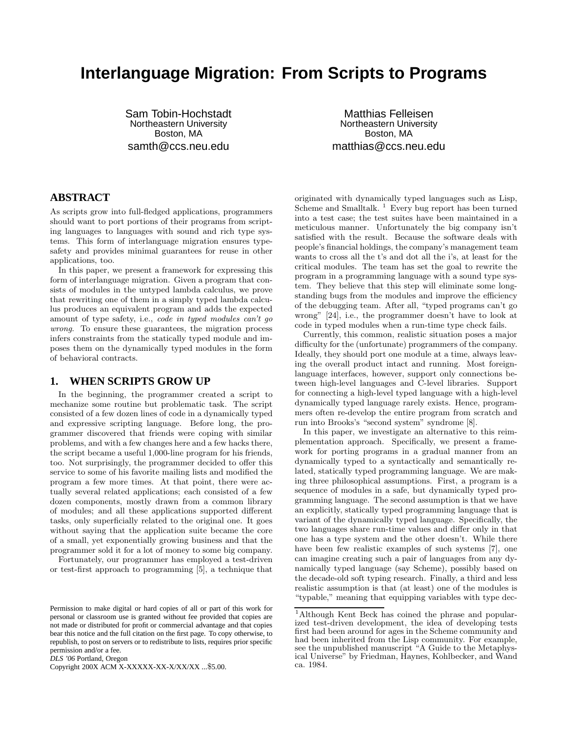# Interlanguage Migration: From Scripts to Programs

Sam Tobin-Hochstadt
Northeastern University
Boston, MA
samth@ccs.neu.edu

Matthias Felleisen
Northeastern University
Boston, MA
matthias@ccs.neu.edu

## ABSTRACT

As scripts grow into full-fledged applications, programmers should want to port portions of their programs from scripting languages to languages with sound and rich type systems. This form of interlanguage migration ensures type-safety and provides minimal guarantees for reuse in other applications, too.

In this paper, we present a framework for expressing this form of interlanguage migration. Given a program that consists of modules in the untyped lambda calculus, we prove that rewriting one of them in a simply typed lambda calculus produces an equivalent program and adds the expected amount of type safety, i.e., *code in typed modules can't go wrong*. To ensure these guarantees, the migration process infers constraints from the statically typed module and imposes them on the dynamically typed modules in the form of behavioral contracts.

## 1. WHEN SCRIPTS GROW UP

In the beginning, the programmer created a script to mechanize some routine but problematic task. The script consisted of a few dozen lines of code in a dynamically typed and expressive scripting language. Before long, the programmer discovered that friends were coping with similar problems, and with a few changes here and a few hacks there, the script became a useful 1,000-line program for his friends, too. Not surprisingly, the programmer decided to offer this service to some of his favorite mailing lists and modified the program a few more times. At that point, there were actually several related applications; each consisted of a few dozen components, mostly drawn from a common library of modules; and all these applications supported different tasks, only superficially related to the original one. It goes without saying that the application suite became the core of a small, yet exponentially growing business and that the programmer sold it for a lot of money to some big company.

Fortunately, our programmer has employed a test-driven or test-first approach to programming [5], a technique that originated with dynamically typed languages such as Lisp, Scheme and Smalltalk. [1] Every bug report has been turned into a test case; the test suites have been maintained in a meticulous manner. Unfortunately the big company isn't satisfied with the result. Because the software deals with people's financial holdings, the company's management team wants to cross all the t's and dot all the i's, at least for the critical modules. The team has set the goal to rewrite the program in a programming language with a sound type system. They believe that this step will eliminate some long-standing bugs from the modules and improve the efficiency of the debugging team. After all, "typed programs can't go wrong" [24], i.e., the programmer doesn't have to look at code in typed modules when a run-time type check fails.

Currently, this common, realistic situation poses a major difficulty for the (unfortunate) programmers of the company. Ideally, they should port one module at a time, always leaving the overall product intact and running. Most foreign-language interfaces, however, support only connections between high-level languages and C-level libraries. Support for connecting a high-level typed language with a high-level dynamically typed language rarely exists. Hence, programmers often re-develop the entire program from scratch and run into Brooks's "second system" syndrome [8].

In this paper, we investigate an alternative to this reimplementation approach. Specifically, we present a framework for porting programs in a gradual manner from an dynamically typed to a syntactically and semantically related, statically typed programming language. We are making three philosophical assumptions. First, a program is a sequence of modules in a safe, but dynamically typed programming language. The second assumption is that we have an explicitly, statically typed programming language that is variant of the dynamically typed language. Specifically, the two languages share run-time values and differ only in that one has a type system and the other doesn't. While there have been few realistic examples of such systems [7], one can imagine creating such a pair of languages from any dynamically typed language (say Scheme), possibly based on the decade-old soft typing research. Finally, a third and less realistic assumption is that (at least) one of the modules is "typable," meaning that equipping variables with type dec-

[1] Although Kent Beck has coined the phrase and popularized test-driven development, the idea of developing tests first had been around for ages in the Scheme community and had been inherited from the Lisp community. For example, see the unpublished manuscript "A Guide to the Metaphysical Universe" by Friedman, Haynes, Kohlbecker, and Wand ca. 1984.

Permission to make digital or hard copies of all or part of this work for personal or classroom use is granted without fee provided that copies are not made or distributed for profit or commercial advantage and that copies bear this notice and the full citation on the first page. To copy otherwise, to republish, to post on servers or to redistribute to lists, requires prior specific permission and/or a fee.
*DLS '06* Portland, Oregon
Copyright 200X ACM X-XXXXX-XX-X/XX/XX ...$5.00.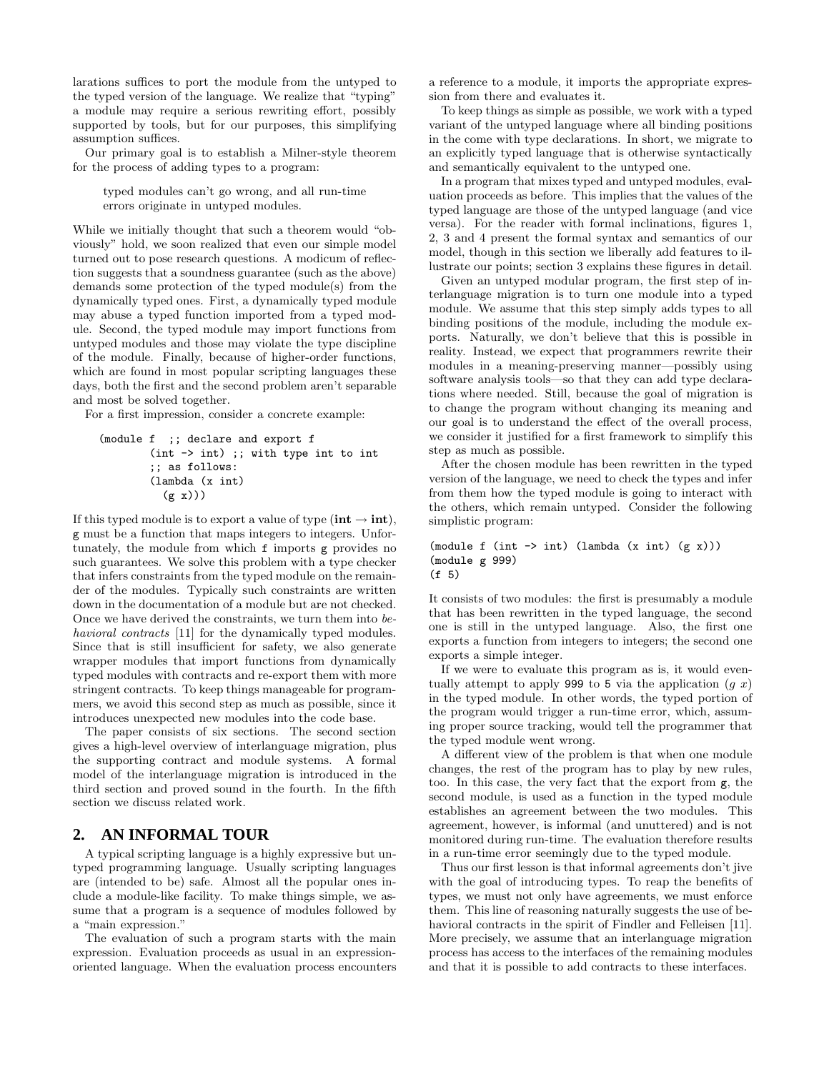larations suffices to port the module from the untyped to the typed version of the language. We realize that "typing" a module may require a serious rewriting effort, possibly supported by tools, but for our purposes, this simplifying assumption suffices.

Our primary goal is to establish a Milner-style theorem for the process of adding types to a program:

> typed modules can't go wrong, and all run-time errors originate in untyped modules.

While we initially thought that such a theorem would "obviously" hold, we soon realized that even our simple model turned out to pose research questions. A modicum of reflection suggests that a soundness guarantee (such as the above) demands some protection of the typed module(s) from the dynamically typed ones. First, a dynamically typed module may abuse a typed function imported from a typed module. Second, the typed module may import functions from untyped modules and those may violate the type discipline of the module. Finally, because of higher-order functions, which are found in most popular scripting languages these days, both the first and the second problem aren't separable and most be solved together.

For a first impression, consider a concrete example:

```
(module f  ;; declare and export f
        (int -> int) ;; with type int to int
        ;; as follows:
        (lambda (x int)
          (g x)))
```

If this typed module is to export a value of type $(\mathbf{int} \rightarrow \mathbf{int})$, `g` must be a function that maps integers to integers. Unfortunately, the module from which `f` imports `g` provides no such guarantees. We solve this problem with a type checker that infers constraints from the typed module on the remainder of the modules. Typically such constraints are written down in the documentation of a module but are not checked. Once we have derived the constraints, we turn them into *behavioral contracts* [11] for the dynamically typed modules. Since that is still insufficient for safety, we also generate wrapper modules that import functions from dynamically typed modules with contracts and re-export them with more stringent contracts. To keep things manageable for programmers, we avoid this second step as much as possible, since it introduces unexpected new modules into the code base.

The paper consists of six sections. The second section gives a high-level overview of interlanguage migration, plus the supporting contract and module systems. A formal model of the interlanguage migration is introduced in the third section and proved sound in the fourth. In the fifth section we discuss related work.

## 2. AN INFORMAL TOUR

A typical scripting language is a highly expressive but untyped programming language. Usually scripting languages are (intended to be) safe. Almost all the popular ones include a module-like facility. To make things simple, we assume that a program is a sequence of modules followed by a "main expression."

The evaluation of such a program starts with the main expression. Evaluation proceeds as usual in an expression-oriented language. When the evaluation process encounters a reference to a module, it imports the appropriate expression from there and evaluates it.

To keep things as simple as possible, we work with a typed variant of the untyped language where all binding positions in the come with type declarations. In short, we migrate to an explicitly typed language that is otherwise syntactically and semantically equivalent to the untyped one.

In a program that mixes typed and untyped modules, evaluation proceeds as before. This implies that the values of the typed language are those of the untyped language (and vice versa). For the reader with formal inclinations, figures 1, 2, 3 and 4 present the formal syntax and semantics of our model, though in this section we liberally add features to illustrate our points; section 3 explains these figures in detail.

Given an untyped modular program, the first step of interlanguage migration is to turn one module into a typed module. We assume that this step simply adds types to all binding positions of the module, including the module exports. Naturally, we don't believe that this is possible in reality. Instead, we expect that programmers rewrite their modules in a meaning-preserving manner—possibly using software analysis tools—so that they can add type declarations where needed. Still, because the goal of migration is to change the program without changing its meaning and our goal is to understand the effect of the overall process, we consider it justified for a first framework to simplify this step as much as possible.

After the chosen module has been rewritten in the typed version of the language, we need to check the types and infer from them how the typed module is going to interact with the others, which remain untyped. Consider the following simplistic program:

```
(module f (int -> int) (lambda (x int) (g x)))
(module g 999)
(f 5)
```

It consists of two modules: the first is presumably a module that has been rewritten in the typed language, the second one is still in the untyped language. Also, the first one exports a function from integers to integers; the second one exports a simple integer.

If we were to evaluate this program as is, it would eventually attempt to apply `999` to `5` via the application $(g\ x)$ in the typed module. In other words, the typed portion of the program would trigger a run-time error, which, assuming proper source tracking, would tell the programmer that the typed module went wrong.

A different view of the problem is that when one module changes, the rest of the program has to play by new rules, too. In this case, the very fact that the export from `g`, the second module, is used as a function in the typed module establishes an agreement between the two modules. This agreement, however, is informal (and unuttered) and is not monitored during run-time. The evaluation therefore results in a run-time error seemingly due to the typed module.

Thus our first lesson is that informal agreements don't jive with the goal of introducing types. To reap the benefits of types, we must not only have agreements, we must enforce them. This line of reasoning naturally suggests the use of behavioral contracts in the spirit of Findler and Felleisen [11]. More precisely, we assume that an interlanguage migration process has access to the interfaces of the remaining modules and that it is possible to add contracts to these interfaces.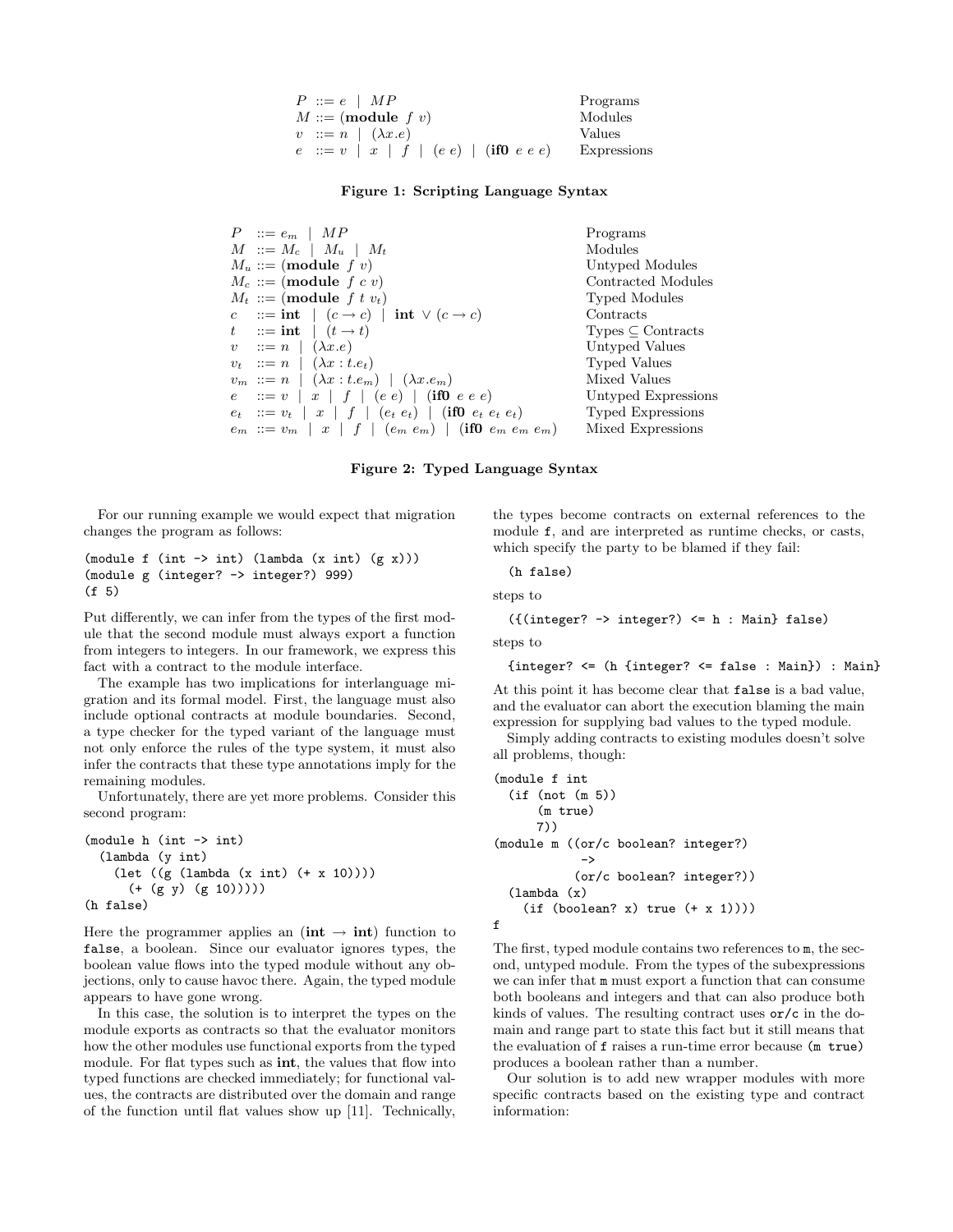$$
\begin{array}{lll}
P & ::= e \mid M P & \text{Programs} \\
M & ::= (\textbf{module}\ f\ v) & \text{Modules} \\
v & ::= n \mid (\lambda x.e) & \text{Values} \\
e & ::= v \mid x \mid f \mid (e\ e) \mid (\textbf{if0}\ e\ e\ e) & \text{Expressions}
\end{array}
$$

**Figure 1: Scripting Language Syntax**

$$
\begin{array}{lll}
P & ::= e_m \mid M P & \text{Programs} \\
M & ::= M_c \mid M_u \mid M_t & \text{Modules} \\
M_u & ::= (\textbf{module}\ f\ v) & \text{Untyped Modules} \\
M_c & ::= (\textbf{module}\ f\ c\ v) & \text{Contracted Modules} \\
M_t & ::= (\textbf{module}\ f\ t\ v_t) & \text{Typed Modules} \\
c & ::= \textbf{int} \mid (c \rightarrow c) \mid \textbf{int} \vee (c \rightarrow c) & \text{Contracts} \\
t & ::= \textbf{int} \mid (t \rightarrow t) & \text{Types} \subseteq \text{Contracts} \\
v & ::= n \mid (\lambda x.e) & \text{Untyped Values} \\
v_t & ::= n \mid (\lambda x : t.e_t) & \text{Typed Values} \\
v_m & ::= n \mid (\lambda x : t.e_m) \mid (\lambda x.e_m) & \text{Mixed Values} \\
e & ::= v \mid x \mid f \mid (e\ e) \mid (\textbf{if0}\ e\ e\ e) & \text{Untyped Expressions} \\
e_t & ::= v_t \mid x \mid f \mid (e_t\ e_t) \mid (\textbf{if0}\ e_t\ e_t\ e_t) & \text{Typed Expressions} \\
e_m & ::= v_m \mid x \mid f \mid (e_m\ e_m) \mid (\textbf{if0}\ e_m\ e_m\ e_m) & \text{Mixed Expressions}
\end{array}
$$

**Figure 2: Typed Language Syntax**

For our running example we would expect that migration changes the program as follows:

```
(module f (int -> int) (lambda (x int) (g x)))
(module g (integer? -> integer?) 999)
(f 5)
```

Put differently, we can infer from the types of the first module that the second module must always export a function from integers to integers. In our framework, we express this fact with a contract to the module interface.

The example has two implications for interlanguage migration and its formal model. First, the language must also include optional contracts at module boundaries. Second, a type checker for the typed variant of the language must not only enforce the rules of the type system, it must also infer the contracts that these type annotations imply for the remaining modules.

Unfortunately, there are yet more problems. Consider this second program:

```
(module h (int -> int)
  (lambda (y int)
    (let ((g (lambda (x int) (+ x 10))))
      (+ (g y) (g 10)))))
(h false)
```

Here the programmer applies an $(\textbf{int} \rightarrow \textbf{int})$ function to `false`, a boolean. Since our evaluator ignores types, the boolean value flows into the typed module without any objections, only to cause havoc there. Again, the typed module appears to have gone wrong.

In this case, the solution is to interpret the types on the module exports as contracts so that the evaluator monitors how the other modules use functional exports from the typed module. For flat types such as **int**, the values that flow into typed functions are checked immediately; for functional values, the contracts are distributed over the domain and range of the function until flat values show up [11]. Technically, the types become contracts on external references to the module `f`, and are interpreted as runtime checks, or casts, which specify the party to be blamed if they fail:

```
(h false)
```

steps to

```
({(integer? -> integer?) <= h : Main} false)
```

steps to

```
{integer? <= (h {integer? <= false : Main}) : Main}
```

At this point it has become clear that `false` is a bad value, and the evaluator can abort the execution blaming the main expression for supplying bad values to the typed module.

Simply adding contracts to existing modules doesn't solve all problems, though:

```
(module f int
  (if (not (m 5))
      (m true)
      7))
(module m ((or/c boolean? integer?)
           ->
           (or/c boolean? integer?))
  (lambda (x)
    (if (boolean? x) true (+ x 1))))
f
```

The first, typed module contains two references to `m`, the second, untyped module. From the types of the subexpressions we can infer that `m` must export a function that can consume both booleans and integers and that can also produce both kinds of values. The resulting contract uses `or/c` in the domain and range part to state this fact but it still means that the evaluation of `f` raises a run-time error because `(m true)` produces a boolean rather than a number.

Our solution is to add new wrapper modules with more specific contracts based on the existing type and contract information: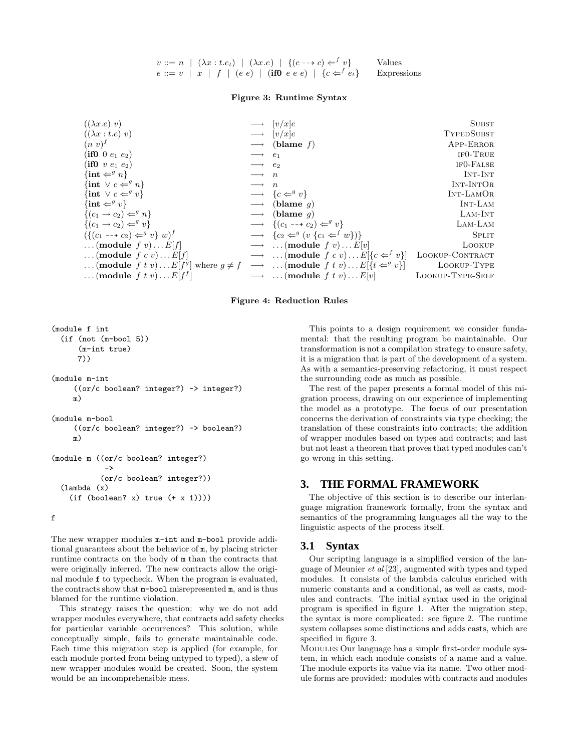$$
\begin{array}{lll}
v ::= n \mid (\lambda x : t.e_t) \mid (\lambda x.e) \mid \{(c \dashrightarrow c) \Leftarrow^f v\} & & \text{Values} \\
e ::= v \mid x \mid f \mid (e\ e) \mid (\textbf{if0}\ e\ e\ e) \mid \{c \Leftarrow^f e_t\} & & \text{Expressions}
\end{array}
$$

**Figure 3: Runtime Syntax**

$$
\begin{array}{llll}
((\lambda x.e)\ v) & \longrightarrow & [v/x]e & \textsc{Subst} \\
((\lambda x : t.e)\ v) & \longrightarrow & [v/x]e & \textsc{TypedSubst} \\
(n\ v)^f & \longrightarrow & (\textbf{blame}\ f) & \textsc{App-Error} \\
(\textbf{if0}\ 0\ e_1\ e_2) & \longrightarrow & e_1 & \textsc{if0-True} \\
(\textbf{if0}\ v\ e_1\ e_2) & \longrightarrow & e_2 & \textsc{if0-False} \\
\{\textbf{int} \Leftarrow^g n\} & \longrightarrow & n & \textsc{Int-Int} \\
\{\textbf{int} \vee c \Leftarrow^g n\} & \longrightarrow & n & \textsc{Int-IntOr} \\
\{\textbf{int} \vee c \Leftarrow^g v\} & \longrightarrow & \{c \Leftarrow^g v\} & \textsc{Int-LamOr} \\
\{\textbf{int} \Leftarrow^g v\} & \longrightarrow & (\textbf{blame}\ g) & \textsc{Int-Lam} \\
\{(c_1 \rightarrow c_2) \Leftarrow^g n\} & \longrightarrow & (\textbf{blame}\ g) & \textsc{Lam-Int} \\
\{(c_1 \rightarrow c_2) \Leftarrow^g v\} & \longrightarrow & \{(c_1 \dashrightarrow c_2) \Leftarrow^g v\} & \textsc{Lam-Lam} \\
(\{(c_1 \dashrightarrow c_2) \Leftarrow^g v\}\ w)^f & \longrightarrow & \{c_2 \Leftarrow^g (v\ \{c_1 \Leftarrow^f w\})\} & \textsc{Split} \\
\ldots(\textbf{module}\ f\ v)\ldots E[f] & \longrightarrow & \ldots(\textbf{module}\ f\ v)\ldots E[v] & \textsc{Lookup} \\
\ldots(\textbf{module}\ f\ c\ v)\ldots E[f] & \longrightarrow & \ldots(\textbf{module}\ f\ c\ v)\ldots E[\{c \Leftarrow^f v\}] & \textsc{Lookup-Contract} \\
\ldots(\textbf{module}\ f\ t\ v)\ldots E[f^g] \text{ where } g \neq f & \longrightarrow & \ldots(\textbf{module}\ f\ t\ v)\ldots E[\{t \Leftarrow^g v\}] & \textsc{Lookup-Type} \\
\ldots(\textbf{module}\ f\ t\ v)\ldots E[f^f] & \longrightarrow & \ldots(\textbf{module}\ f\ t\ v)\ldots E[v] & \textsc{Lookup-Type-Self}
\end{array}
$$

**Figure 4: Reduction Rules**

```
(module f int
  (if (not (m-bool 5))
      (m-int true)
      7))

(module m-int
     ((or/c boolean? integer?) -> integer?)
     m)

(module m-bool
     ((or/c boolean? integer?) -> boolean?)
     m)

(module m ((or/c boolean? integer?)
            ->
           (or/c boolean? integer?))
  (lambda (x)
    (if (boolean? x) true (+ x 1))))

f
```

The new wrapper modules `m-int` and `m-bool` provide additional guarantees about the behavior of `m`, by placing stricter runtime contracts on the body of `m` than the contracts that were originally inferred. The new contracts allow the original module `f` to typecheck. When the program is evaluated, the contracts show that `m-bool` misrepresented `m`, and is thus blamed for the runtime violation.

This strategy raises the question: why we do not add wrapper modules everywhere, that contracts add safety checks for particular variable occurrences? This solution, while conceptually simple, fails to generate maintainable code. Each time this migration step is applied (for example, for each module ported from being untyped to typed), a slew of new wrapper modules would be created. Soon, the system would be an incomprehensible mess.

This points to a design requirement we consider fundamental: that the resulting program be maintainable. Our transformation is not a compilation strategy to ensure safety, it is a migration that is part of the development of a system. As with a semantics-preserving refactoring, it must respect the surrounding code as much as possible.

The rest of the paper presents a formal model of this migration process, drawing on our experience of implementing the model as a prototype. The focus of our presentation concerns the derivation of constraints via type checking; the translation of these constraints into contracts; the addition of wrapper modules based on types and contracts; and last but not least a theorem that proves that typed modules can't go wrong in this setting.

## 3. THE FORMAL FRAMEWORK

The objective of this section is to describe our interlanguage migration framework formally, from the syntax and semantics of the programming languages all the way to the linguistic aspects of the process itself.

### 3.1 Syntax

Our scripting language is a simplified version of the language of Meunier *et al* [23], augmented with types and typed modules. It consists of the lambda calculus enriched with numeric constants and a conditional, as well as casts, modules and contracts. The initial syntax used in the original program is specified in figure 1. After the migration step, the syntax is more complicated: see figure 2. The runtime system collapses some distinctions and adds casts, which are specified in figure 3.

Modules Our language has a simple first-order module system, in which each module consists of a name and a value. The module exports its value via its name. Two other module forms are provided: modules with contracts and modules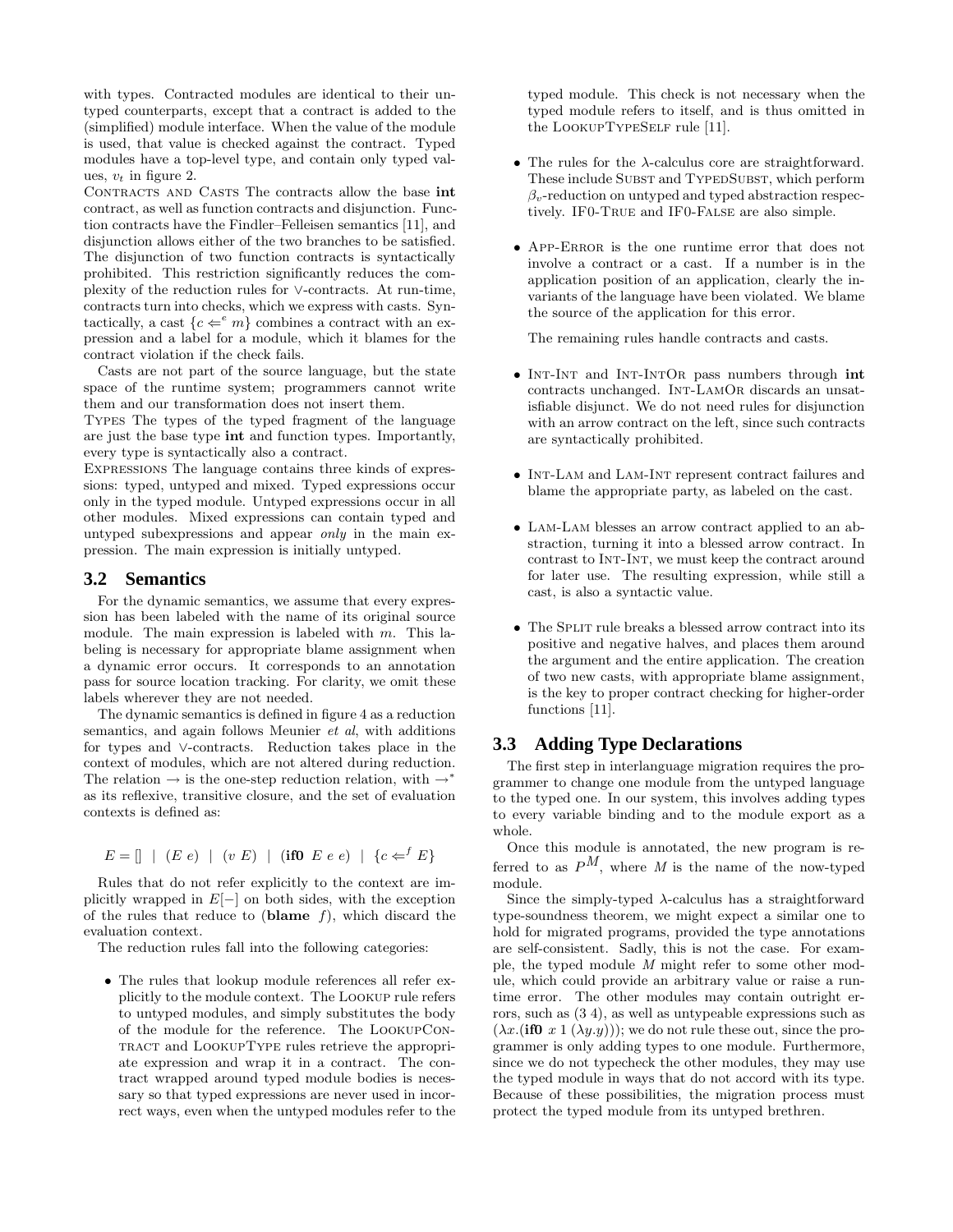with types. Contracted modules are identical to their untyped counterparts, except that a contract is added to the (simplified) module interface. When the value of the module is used, that value is checked against the contract. Typed modules have a top-level type, and contain only typed values, $v_t$ in figure 2.

Contracts and Casts The contracts allow the base **int** contract, as well as function contracts and disjunction. Function contracts have the Findler–Felleisen semantics [11], and disjunction allows either of the two branches to be satisfied. The disjunction of two function contracts is syntactically prohibited. This restriction significantly reduces the complexity of the reduction rules for $\vee$-contracts. At run-time, contracts turn into checks, which we express with casts. Syntactically, a cast $\{c \Leftarrow^{e} m\}$ combines a contract with an expression and a label for a module, which it blames for the contract violation if the check fails.

Casts are not part of the source language, but the state space of the runtime system; programmers cannot write them and our transformation does not insert them.

Types The types of the typed fragment of the language are just the base type **int** and function types. Importantly, every type is syntactically also a contract.

Expressions The language contains three kinds of expressions: typed, untyped and mixed. Typed expressions occur only in the typed module. Untyped expressions occur in all other modules. Mixed expressions can contain typed and untyped subexpressions and appear *only* in the main expression. The main expression is initially untyped.

### 3.2 Semantics

For the dynamic semantics, we assume that every expression has been labeled with the name of its original source module. The main expression is labeled with $m$. This labeling is necessary for appropriate blame assignment when a dynamic error occurs. It corresponds to an annotation pass for source location tracking. For clarity, we omit these labels wherever they are not needed.

The dynamic semantics is defined in figure 4 as a reduction semantics, and again follows Meunier *et al*, with additions for types and $\vee$-contracts. Reduction takes place in the context of modules, which are not altered during reduction. The relation $\rightarrow$ is the one-step reduction relation, with $\rightarrow^*$ as its reflexive, transitive closure, and the set of evaluation contexts is defined as:

$$E = [] \mid (E\ e) \mid (v\ E) \mid (\mathbf{if0}\ E\ e\ e) \mid \{c \Leftarrow^{f} E\}$$

Rules that do not refer explicitly to the context are implicitly wrapped in $E[-]$ on both sides, with the exception of the rules that reduce to (**blame** $f$), which discard the evaluation context.

The reduction rules fall into the following categories:

- The rules that lookup module references all refer explicitly to the module context. The Lookup rule refers to untyped modules, and simply substitutes the body of the module for the reference. The LookupContract and LookupType rules retrieve the appropriate expression and wrap it in a contract. The contract wrapped around typed module bodies is necessary so that typed expressions are never used in incorrect ways, even when the untyped modules refer to the typed module. This check is not necessary when the typed module refers to itself, and is thus omitted in the LookupTypeSelf rule [11].

- The rules for the $\lambda$-calculus core are straightforward. These include Subst and TypedSubst, which perform $\beta_v$-reduction on untyped and typed abstraction respectively. IF0-True and IF0-False are also simple.

- App-Error is the one runtime error that does not involve a contract or a cast. If a number is in the application position of an application, clearly the invariants of the language have been violated. We blame the source of the application for this error.

  The remaining rules handle contracts and casts.

- Int-Int and Int-IntOr pass numbers through **int** contracts unchanged. Int-LamOr discards an unsatisfiable disjunct. We do not need rules for disjunction with an arrow contract on the left, since such contracts are syntactically prohibited.

- Int-Lam and Lam-Int represent contract failures and blame the appropriate party, as labeled on the cast.

- Lam-Lam blesses an arrow contract applied to an abstraction, turning it into a blessed arrow contract. In contrast to Int-Int, we must keep the contract around for later use. The resulting expression, while still a cast, is also a syntactic value.

- The Split rule breaks a blessed arrow contract into its positive and negative halves, and places them around the argument and the entire application. The creation of two new casts, with appropriate blame assignment, is the key to proper contract checking for higher-order functions [11].

### 3.3 Adding Type Declarations

The first step in interlanguage migration requires the programmer to change one module from the untyped language to the typed one. In our system, this involves adding types to every variable binding and to the module export as a whole.

Once this module is annotated, the new program is referred to as $P^M$, where $M$ is the name of the now-typed module.

Since the simply-typed $\lambda$-calculus has a straightforward type-soundness theorem, we might expect a similar one to hold for migrated programs, provided the type annotations are self-consistent. Sadly, this is not the case. For example, the typed module $M$ might refer to some other module, which could provide an arbitrary value or raise a runtime error. The other modules may contain outright errors, such as (3 4), as well as untypeable expressions such as $(\lambda x.(\mathbf{if0}\ x\ 1\ (\lambda y.y)))$; we do not rule these out, since the programmer is only adding types to one module. Furthermore, since we do not typecheck the other modules, they may use the typed module in ways that do not accord with its type. Because of these possibilities, the migration process must protect the typed module from its untyped brethren.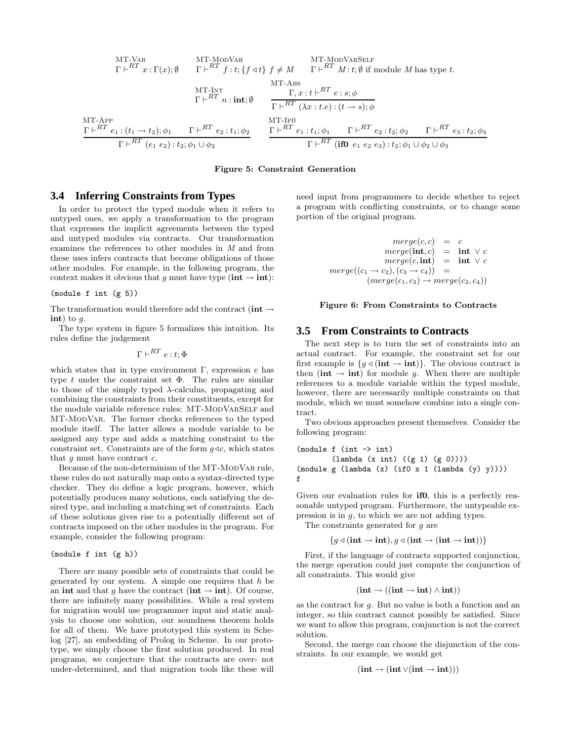$$\frac{}{\Gamma \vdash^{RT} x : \Gamma(x); \emptyset}\ \text{MT-Var} \qquad \frac{}{\Gamma \vdash^{RT} f : t; \{f \triangleleft t\}}\ f \neq M\ \text{MT-ModVar} \qquad \frac{}{\Gamma \vdash^{RT} M : t; \emptyset}\ \text{if module } M \text{ has type } t.\ \text{MT-ModVarSelf}$$

$$\frac{}{\Gamma \vdash^{RT} n : \textbf{int}; \emptyset}\ \text{MT-Int} \qquad \frac{\Gamma, x : t \vdash^{RT} e : s; \phi}{\Gamma \vdash^{RT} (\lambda x : t.e) : (t \rightarrow s); \phi}\ \text{MT-Abs}$$

$$\frac{\Gamma \vdash^{RT} e_1 : (t_1 \rightarrow t_2); \phi_1 \qquad \Gamma \vdash^{RT} e_2 : t_1; \phi_2}{\Gamma \vdash^{RT} (e_1\ e_2) : t_2; \phi_1 \cup \phi_2}\ \text{MT-App} \qquad \frac{\Gamma \vdash^{RT} e_1 : t_1; \phi_1 \qquad \Gamma \vdash^{RT} e_2 : t_2; \phi_2 \qquad \Gamma \vdash^{RT} e_3 : t_2; \phi_3}{\Gamma \vdash^{RT} (\textbf{if0}\ e_1\ e_2\ e_3) : t_2; \phi_1 \cup \phi_2 \cup \phi_3}\ \text{MT-If0}$$

**Figure 5: Constraint Generation**

### 3.4 Inferring Constraints from Types

In order to protect the typed module when it refers to untyped ones, we apply a transformation to the program that expresses the implicit agreements between the typed and untyped modules via contracts. Our transformation examines the references to other modules in $M$ and from these uses infers contracts that become obligations of those other modules. For example, in the following program, the context makes it obvious that $g$ must have type $(\textbf{int} \rightarrow \textbf{int})$:

```
(module f int (g 5))
```

The transformation would therefore add the contract $(\textbf{int} \rightarrow \textbf{int})$ to $g$.

The type system in figure 5 formalizes this intuition. Its rules define the judgement

$$\Gamma \vdash^{RT} e : t; \Phi$$

which states that in type environment $\Gamma$, expression $e$ has type $t$ under the constraint set $\Phi$. The rules are similar to those of the simply typed $\lambda$-calculus, propagating and combining the constraints from their constituents, except for the module variable reference rules: MT-ModVarSelf and MT-ModVar. The former checks references to the typed module itself. The latter allows a module variable to be assigned any type and adds a matching constraint to the constraint set. Constraints are of the form $g \triangleleft c$, which states that $g$ must have contract $c$.

Because of the non-determinism of the MT-ModVar rule, these rules do not naturally map onto a syntax-directed type checker. They do define a logic program, however, which potentially produces many solutions, each satisfying the desired type, and including a matching set of constraints. Each of these solutions gives rise to a potentially different set of contracts imposed on the other modules in the program. For example, consider the following program:

```
(module f int (g h))
```

There are many possible sets of constraints that could be generated by our system. A simple one requires that $h$ be an **int** and that $g$ have the contract $(\textbf{int} \rightarrow \textbf{int})$. Of course, there are infinitely many possibilities. While a real system for migration would use programmer input and static analysis to choose one solution, our soundness theorem holds for all of them. We have prototyped this system in Schelog [27], an embedding of Prolog in Scheme. In our prototype, we simply choose the first solution produced. In real programs, we conjecture that the contracts are over- not under-determined, and that migration tools like these will need input from programmers to decide whether to reject a program with conflicting constraints, or to change some portion of the original program.

$$\begin{aligned}
merge(c, c) &= c \\
merge(\textbf{int}, c) &= \textbf{int} \vee c \\
merge(c, \textbf{int}) &= \textbf{int} \vee c \\
merge((c_1 \rightarrow c_2), (c_3 \rightarrow c_4)) &= \\
&\quad (merge(c_1, c_3) \rightarrow merge(c_2, c_4))
\end{aligned}$$

**Figure 6: From Constraints to Contracts**

### 3.5 From Constraints to Contracts

The next step is to turn the set of constraints into an actual contract. For example, the constraint set for our first example is $\{g \triangleleft (\textbf{int} \rightarrow \textbf{int})\}$. The obvious contract is then $(\textbf{int} \rightarrow \textbf{int})$ for module $g$. When there are multiple references to a module variable within the typed module, however, there are necessarily multiple constraints on that module, which we must somehow combine into a single contract.

Two obvious approaches present themselves. Consider the following program:

```
(module f (int -> int)
        (lambda (x int) ((g 1) (g 0))))
(module g (lambda (x) (if0 x 1 (lambda (y) y))))
f
```

Given our evaluation rules for **if0**, this is a perfectly reasonable untyped program. Furthermore, the untypeable expression is in $g$, to which we are not adding types.

The constraints generated for $g$ are

$$\{g \triangleleft (\textbf{int} \rightarrow \textbf{int}), g \triangleleft (\textbf{int} \rightarrow (\textbf{int} \rightarrow \textbf{int}))\}$$

First, if the language of contracts supported conjunction, the merge operation could just compute the conjunction of all constraints. This would give

$$(\textbf{int} \rightarrow ((\textbf{int} \rightarrow \textbf{int}) \wedge \textbf{int}))$$

as the contract for $g$. But no value is both a function and an integer, so this contract cannot possibly be satisfied. Since we want to allow this program, conjunction is not the correct solution.

Second, the merge can choose the disjunction of the constraints. In our example, we would get

$$(\textbf{int} \rightarrow (\textbf{int} \vee (\textbf{int} \rightarrow \textbf{int})))$$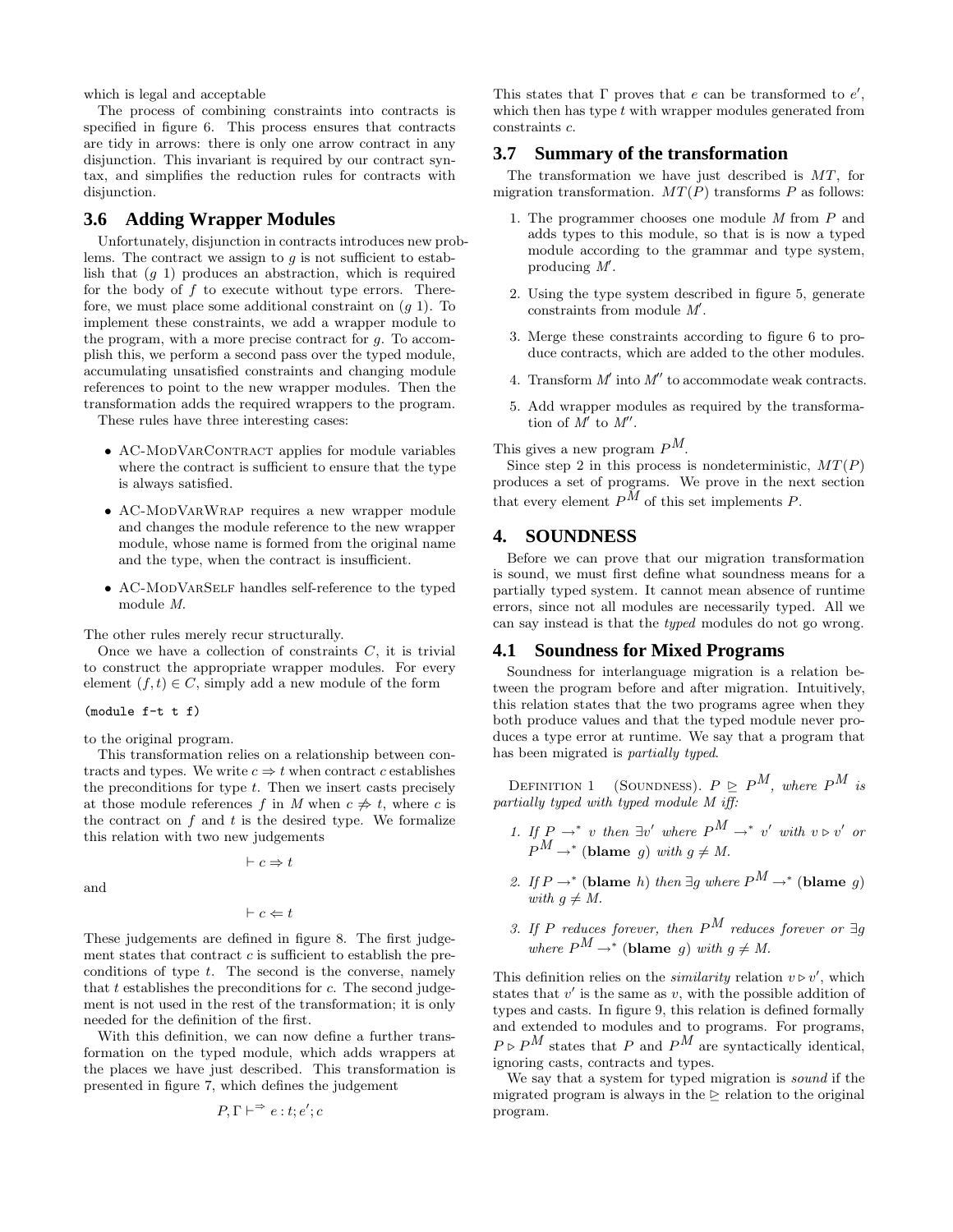which is legal and acceptable

The process of combining constraints into contracts is specified in figure 6. This process ensures that contracts are tidy in arrows: there is only one arrow contract in any disjunction. This invariant is required by our contract syntax, and simplifies the reduction rules for contracts with disjunction.

## 3.6 Adding Wrapper Modules

Unfortunately, disjunction in contracts introduces new problems. The contract we assign to $g$ is not sufficient to establish that $(g\ 1)$ produces an abstraction, which is required for the body of $f$ to execute without type errors. Therefore, we must place some additional constraint on $(g\ 1)$. To implement these constraints, we add a wrapper module to the program, with a more precise contract for $g$. To accomplish this, we perform a second pass over the typed module, accumulating unsatisfied constraints and changing module references to point to the new wrapper modules. Then the transformation adds the required wrappers to the program.

These rules have three interesting cases:

- AC-ModVarContract applies for module variables where the contract is sufficient to ensure that the type is always satisfied.
- AC-ModVarWrap requires a new wrapper module and changes the module reference to the new wrapper module, whose name is formed from the original name and the type, when the contract is insufficient.
- AC-ModVarSelf handles self-reference to the typed module $M$.

The other rules merely recur structurally.

Once we have a collection of constraints $C$, it is trivial to construct the appropriate wrapper modules. For every element $(f, t) \in C$, simply add a new module of the form

```
(module f-t t f)
```

to the original program.

This transformation relies on a relationship between contracts and types. We write $c \Rightarrow t$ when contract $c$ establishes the preconditions for type $t$. Then we insert casts precisely at those module references $f$ in $M$ when $c \not\Rightarrow t$, where $c$ is the contract on $f$ and $t$ is the desired type. We formalize this relation with two new judgements

$$\vdash c \Rightarrow t$$

and

$$\vdash c \Leftarrow t$$

These judgements are defined in figure 8. The first judgement states that contract $c$ is sufficient to establish the preconditions of type $t$. The second is the converse, namely that $t$ establishes the preconditions for $c$. The second judgement is not used in the rest of the transformation; it is only needed for the definition of the first.

With this definition, we can now define a further transformation on the typed module, which adds wrappers at the places we have just described. This transformation is presented in figure 7, which defines the judgement

$$P, \Gamma \vdash^{\Rightarrow} e : t; e'; c$$

This states that $\Gamma$ proves that $e$ can be transformed to $e'$, which then has type $t$ with wrapper modules generated from constraints $c$.

## 3.7 Summary of the transformation

The transformation we have just described is $MT$, for migration transformation. $MT(P)$ transforms $P$ as follows:

1. The programmer chooses one module $M$ from $P$ and adds types to this module, so that is is now a typed module according to the grammar and type system, producing $M'$.
2. Using the type system described in figure 5, generate constraints from module $M'$.
3. Merge these constraints according to figure 6 to produce contracts, which are added to the other modules.
4. Transform $M'$ into $M''$ to accommodate weak contracts.
5. Add wrapper modules as required by the transformation of $M'$ to $M''$.

This gives a new program $P^M$.

Since step 2 in this process is nondeterministic, $MT(P)$ produces a set of programs. We prove in the next section that every element $P^M$ of this set implements $P$.

# 4. SOUNDNESS

Before we can prove that our migration transformation is sound, we must first define what soundness means for a partially typed system. It cannot mean absence of runtime errors, since not all modules are necessarily typed. All we can say instead is that the *typed* modules do not go wrong.

## 4.1 Soundness for Mixed Programs

Soundness for interlanguage migration is a relation between the program before and after migration. Intuitively, this relation states that the two programs agree when they both produce values and that the typed module never produces a type error at runtime. We say that a program that has been migrated is *partially typed*.

Definition 1 (Soundness). *$P \trianglerighteq P^M$, where $P^M$ is partially typed with typed module $M$ iff:*

1. *If $P \rightarrow^* v$ then $\exists v'$ where $P^M \rightarrow^* v'$ with $v \triangleright v'$ or $P^M \rightarrow^* (\textbf{blame}\ g)$ with $g \neq M$.*
2. *If $P \rightarrow^* (\textbf{blame}\ h)$ then $\exists g$ where $P^M \rightarrow^* (\textbf{blame}\ g)$ with $g \neq M$.*
3. *If $P$ reduces forever, then $P^M$ reduces forever or $\exists g$ where $P^M \rightarrow^* (\textbf{blame}\ g)$ with $g \neq M$.*

This definition relies on the *similarity* relation $v \triangleright v'$, which states that $v'$ is the same as $v$, with the possible addition of types and casts. In figure 9, this relation is defined formally and extended to modules and to programs. For programs, $P \triangleright P^M$ states that $P$ and $P^M$ are syntactically identical, ignoring casts, contracts and types.

We say that a system for typed migration is *sound* if the migrated program is always in the $\trianglerighteq$ relation to the original program.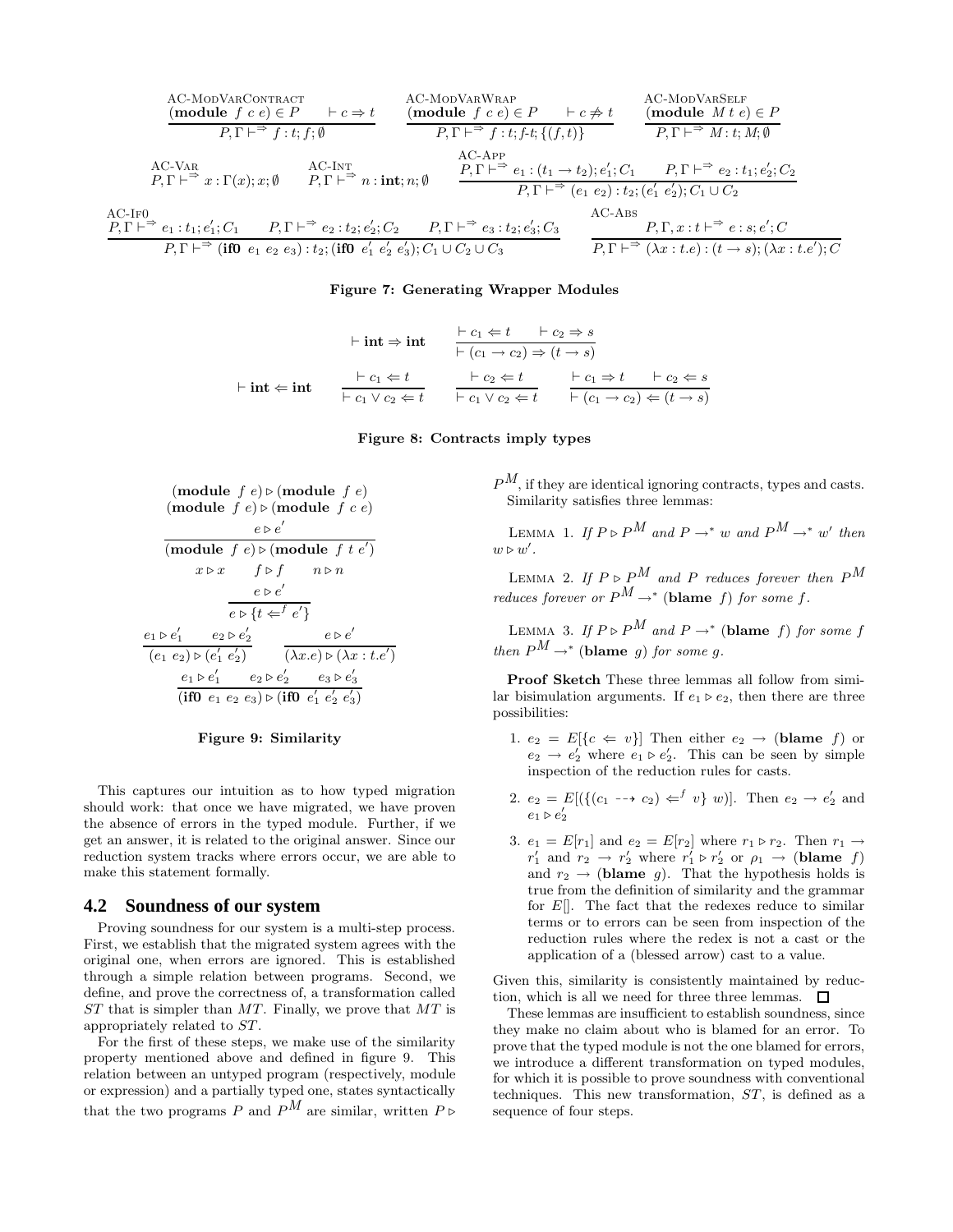$$\frac{(\textbf{module}\ f\ c\ e) \in P \qquad \vdash c \Rightarrow t}{P, \Gamma \vdash^{\Rightarrow} f : t; f; \emptyset}\ \text{AC-ModVarContract}$$

$$\frac{(\textbf{module}\ f\ c\ e) \in P \qquad \vdash c \not\Rightarrow t}{P, \Gamma \vdash^{\Rightarrow} f : t; f\text{-}t; \{(f,t)\}}\ \text{AC-ModVarWrap}$$

$$\frac{(\textbf{module}\ M\ t\ e) \in P}{P, \Gamma \vdash^{\Rightarrow} M : t; M; \emptyset}\ \text{AC-ModVarSelf}$$

$$\text{AC-Var}\quad P, \Gamma \vdash^{\Rightarrow} x : \Gamma(x); x; \emptyset \qquad \text{AC-Int}\quad P, \Gamma \vdash^{\Rightarrow} n : \textbf{int}; n; \emptyset$$

$$\frac{P, \Gamma \vdash^{\Rightarrow} e_1 : (t_1 \rightarrow t_2); e_1'; C_1 \qquad P, \Gamma \vdash^{\Rightarrow} e_2 : t_1; e_2'; C_2}{P, \Gamma \vdash^{\Rightarrow} (e_1\ e_2) : t_2; (e_1'\ e_2'); C_1 \cup C_2}\ \text{AC-App}$$

$$\frac{P, \Gamma \vdash^{\Rightarrow} e_1 : t_1; e_1'; C_1 \qquad P, \Gamma \vdash^{\Rightarrow} e_2 : t_2; e_2'; C_2 \qquad P, \Gamma \vdash^{\Rightarrow} e_3 : t_2; e_3'; C_3}{P, \Gamma \vdash^{\Rightarrow} (\textbf{if0}\ e_1\ e_2\ e_3) : t_2; (\textbf{if0}\ e_1'\ e_2'\ e_3'); C_1 \cup C_2 \cup C_3}\ \text{AC-If0}$$

$$\frac{P, \Gamma, x : t \vdash^{\Rightarrow} e : s; e'; C}{P, \Gamma \vdash^{\Rightarrow} (\lambda x : t.e) : (t \rightarrow s); (\lambda x : t.e'); C}\ \text{AC-Abs}$$

**Figure 7: Generating Wrapper Modules**

$$\vdash \textbf{int} \Rightarrow \textbf{int} \qquad \frac{\vdash c_1 \Leftarrow t \qquad \vdash c_2 \Rightarrow s}{\vdash (c_1 \rightarrow c_2) \Rightarrow (t \rightarrow s)}$$

$$\vdash \textbf{int} \Leftarrow \textbf{int} \qquad \frac{\vdash c_1 \Leftarrow t}{\vdash c_1 \vee c_2 \Leftarrow t} \qquad \frac{\vdash c_2 \Leftarrow t}{\vdash c_1 \vee c_2 \Leftarrow t} \qquad \frac{\vdash c_1 \Rightarrow t \qquad \vdash c_2 \Leftarrow s}{\vdash (c_1 \rightarrow c_2) \Leftarrow (t \rightarrow s)}$$

**Figure 8: Contracts imply types**

$$(\textbf{module}\ f\ e) \triangleright (\textbf{module}\ f\ e)$$

$$(\textbf{module}\ f\ e) \triangleright (\textbf{module}\ f\ c\ e)$$

$$\frac{e \triangleright e'}{(\textbf{module}\ f\ e) \triangleright (\textbf{module}\ f\ t\ e')}$$

$$x \triangleright x \qquad f \triangleright f \qquad n \triangleright n$$

$$\frac{e \triangleright e'}{e \triangleright \{t \Leftarrow^{f} e'\}}$$

$$\frac{e_1 \triangleright e_1' \qquad e_2 \triangleright e_2'}{(e_1\ e_2) \triangleright (e_1'\ e_2')} \qquad \frac{e \triangleright e'}{(\lambda x.e) \triangleright (\lambda x : t.e')}$$

$$\frac{e_1 \triangleright e_1' \qquad e_2 \triangleright e_2' \qquad e_3 \triangleright e_3'}{(\textbf{if0}\ e_1\ e_2\ e_3) \triangleright (\textbf{if0}\ e_1'\ e_2'\ e_3')}$$

**Figure 9: Similarity**

This captures our intuition as to how typed migration should work: that once we have migrated, we have proven the absence of errors in the typed module. Further, if we get an answer, it is related to the original answer. Since our reduction system tracks where errors occur, we are able to make this statement formally.

## 4.2 Soundness of our system

Proving soundness for our system is a multi-step process. First, we establish that the migrated system agrees with the original one, when errors are ignored. This is established through a simple relation between programs. Second, we define, and prove the correctness of, a transformation called $ST$ that is simpler than $MT$. Finally, we prove that $MT$ is appropriately related to $ST$.

For the first of these steps, we make use of the similarity property mentioned above and defined in figure 9. This relation between an untyped program (respectively, module or expression) and a partially typed one, states syntactically that the two programs $P$ and $P^M$ are similar, written $P \triangleright P^M$, if they are identical ignoring contracts, types and casts. Similarity satisfies three lemmas:

Lemma 1. *If $P \triangleright P^M$ and $P \rightarrow^* w$ and $P^M \rightarrow^* w'$ then $w \triangleright w'$.*

Lemma 2. *If $P \triangleright P^M$ and $P$ reduces forever then $P^M$ reduces forever or $P^M \rightarrow^*$ (**blame** $f$) for some $f$.*

Lemma 3. *If $P \triangleright P^M$ and $P \rightarrow^*$ (**blame** $f$) for some $f$ then $P^M \rightarrow^*$ (**blame** $g$) for some $g$.*

**Proof Sketch** These three lemmas all follow from similar bisimulation arguments. If $e_1 \triangleright e_2$, then there are three possibilities:

1. $e_2 = E[\{c \Leftarrow v\}]$ Then either $e_2 \rightarrow$ (**blame** $f$) or $e_2 \rightarrow e_2'$ where $e_1 \triangleright e_2'$. This can be seen by simple inspection of the reduction rules for casts.
2. $e_2 = E[(\{(c_1 \dashrightarrow c_2) \Leftarrow^{f} v\}\ w)]$. Then $e_2 \rightarrow e_2'$ and $e_1 \triangleright e_2'$
3. $e_1 = E[r_1]$ and $e_2 = E[r_2]$ where $r_1 \triangleright r_2$. Then $r_1 \rightarrow r_1'$ and $r_2 \rightarrow r_2'$ where $r_1' \triangleright r_2'$ or $\rho_1 \rightarrow$ (**blame** $f$) and $r_2 \rightarrow$ (**blame** $g$). That the hypothesis holds is true from the definition of similarity and the grammar for $E[]$. The fact that the redexes reduce to similar terms or to errors can be seen from inspection of the reduction rules where the redex is not a cast or the application of a (blessed arrow) cast to a value.

Given this, similarity is consistently maintained by reduction, which is all we need for three three lemmas. ☐

These lemmas are insufficient to establish soundness, since they make no claim about who is blamed for an error. To prove that the typed module is not the one blamed for errors, we introduce a different transformation on typed modules, for which it is possible to prove soundness with conventional techniques. This new transformation, $ST$, is defined as a sequence of four steps.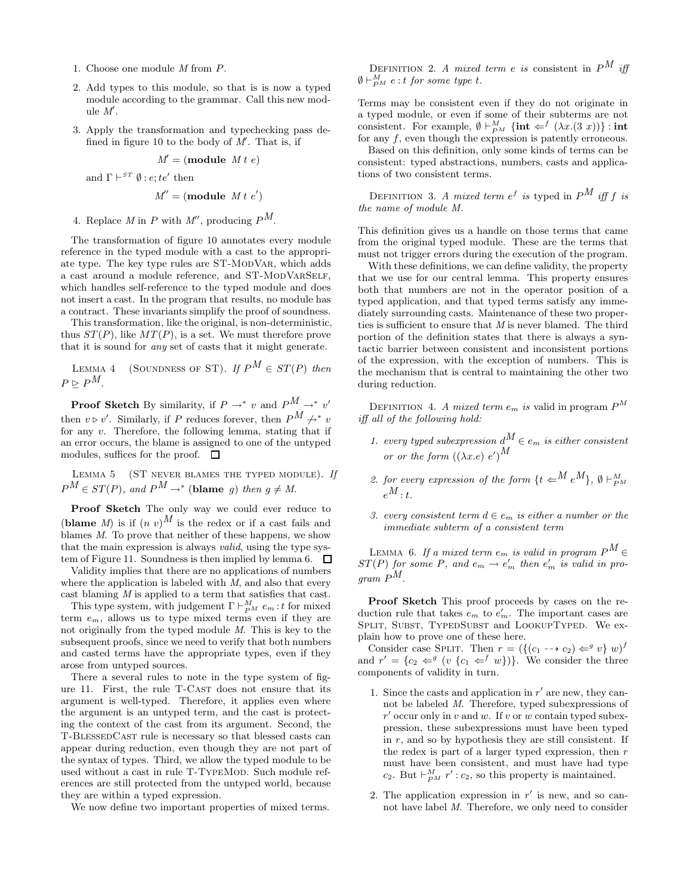1. Choose one module $M$ from $P$.
2. Add types to this module, so that is is now a typed module according to the grammar. Call this new module $M'$.
3. Apply the transformation and typechecking pass defined in figure 10 to the body of $M'$. That is, if

$$M' = (\textbf{module}\ M\ t\ e)$$

and $\Gamma \vdash^{ST} \emptyset : e; te'$ then

$$M'' = (\textbf{module}\ M\ t\ e')$$

4. Replace $M$ in $P$ with $M''$, producing $P^M$.

The transformation of figure 10 annotates every module reference in the typed module with a cast to the appropriate type. The key type rules are ST-ModVar, which adds a cast around a module reference, and ST-ModVarSelf, which handles self-reference to the typed module and does not insert a cast. In the program that results, no module has a contract. These invariants simplify the proof of soundness.

This transformation, like the original, is non-deterministic, thus $ST(P)$, like $MT(P)$, is a set. We must therefore prove that it is sound for *any* set of casts that it might generate.

Lemma 4 (Soundness of ST). *If $P^M \in ST(P)$ then $P \trianglerighteq P^M$.*

**Proof Sketch** By similarity, if $P \rightarrow^* v$ and $P^M \rightarrow^* v'$ then $v \triangleright v'$. Similarly, if $P$ reduces forever, then $P^M \not\rightarrow^* v$ for any $v$. Therefore, the following lemma, stating that if an error occurs, the blame is assigned to one of the untyped modules, suffices for the proof. $\square$

Lemma 5 (ST never blames the typed module). *If $P^M \in ST(P)$, and $P^M \rightarrow^* (\textbf{blame}\ g)$ then $g \neq M$.*

**Proof Sketch** The only way we could ever reduce to $(\textbf{blame}\ M)$ is if $(n\ v)^M$ is the redex or if a cast fails and blames $M$. To prove that neither of these happens, we show that the main expression is always *valid*, using the type system of Figure 11. Soundness is then implied by lemma 6. $\square$

Validity implies that there are no applications of numbers where the application is labeled with $M$, and also that every cast blaming $M$ is applied to a term that satisfies that cast.

This type system, with judgement $\Gamma \vdash^M_{PM} e_m : t$ for mixed term $e_m$, allows us to type mixed terms even if they are not originally from the typed module $M$. This is key to the subsequent proofs, since we need to verify that both numbers and casted terms have the appropriate types, even if they arose from untyped sources.

There a several rules to note in the type system of figure 11. First, the rule T-Cast does not ensure that its argument is well-typed. Therefore, it applies even where the argument is an untyped term, and the cast is protecting the context of the cast from its argument. Second, the T-BlessedCast rule is necessary so that blessed casts can appear during reduction, even though they are not part of the syntax of types. Third, we allow the typed module to be used without a cast in rule T-TypeMod. Such module references are still protected from the untyped world, because they are within a typed expression.

We now define two important properties of mixed terms.

Definition 2. *A mixed term $e$ is* consistent *in $P^M$ iff $\emptyset \vdash^M_{PM} e : t$ for some type $t$.*

Terms may be consistent even if they do not originate in a typed module, or even if some of their subterms are not consistent. For example, $\emptyset \vdash^M_{PM} \{\textbf{int} \Leftarrow^f (\lambda x.(3\ x))\} : \textbf{int}$ for any $f$, even though the expression is patently erroneous.

Based on this definition, only some kinds of terms can be consistent: typed abstractions, numbers, casts and applications of two consistent terms.

Definition 3. *A mixed term $e^f$ is* typed *in $P^M$ iff $f$ is the name of module $M$.*

This definition gives us a handle on those terms that came from the original typed module. These are the terms that must not trigger errors during the execution of the program.

With these definitions, we can define validity, the property that we use for our central lemma. This property ensures both that numbers are not in the operator position of a typed application, and that typed terms satisfy any immediately surrounding casts. Maintenance of these two properties is sufficient to ensure that $M$ is never blamed. The third portion of the definition states that there is always a syntactic barrier between consistent and inconsistent portions of the expression, with the exception of numbers. This is the mechanism that is central to maintaining the other two during reduction.

Definition 4. *A mixed term $e_m$ is* valid *in program $P^M$ iff all of the following hold:*

1. *every typed subexpression $d^M \in e_m$ is either consistent or or the form $((\lambda x.e)\ e')^M$*
2. *for every expression of the form $\{t \Leftarrow^M e^M\}$, $\emptyset \vdash^M_{PM} e^M : t$.*
3. *every consistent term $d \in e_m$ is either a number or the immediate subterm of a consistent term*

Lemma 6. *If a mixed term $e_m$ is valid in program $P^M \in ST(P)$ for some $P$, and $e_m \rightarrow e'_m$ then $e'_m$ is valid in program $P^M$.*

**Proof Sketch** This proof proceeds by cases on the reduction rule that takes $e_m$ to $e'_m$. The important cases are Split, Subst, TypedSubst and LookupTyped. We explain how to prove one of these here.

Consider case Split. Then $r = (\{(c_1 \dashrightarrow c_2) \Leftarrow^g v\}\ w)^f$ and $r' = \{c_2 \Leftarrow^g (v\ \{c_1 \Leftarrow^f w\})\}$. We consider the three components of validity in turn.

1. Since the casts and application in $r'$ are new, they cannot be labeled $M$. Therefore, typed subexpressions of $r'$ occur only in $v$ and $w$. If $v$ or $w$ contain typed subexpression, these subexpressions must have been typed in $r$, and so by hypothesis they are still consistent. If the redex is part of a larger typed expression, then $r$ must have been consistent, and must have had type $c_2$. But $\vdash^M_{PM} r' : c_2$, so this property is maintained.
2. The application expression in $r'$ is new, and so cannot have label $M$. Therefore, we only need to consider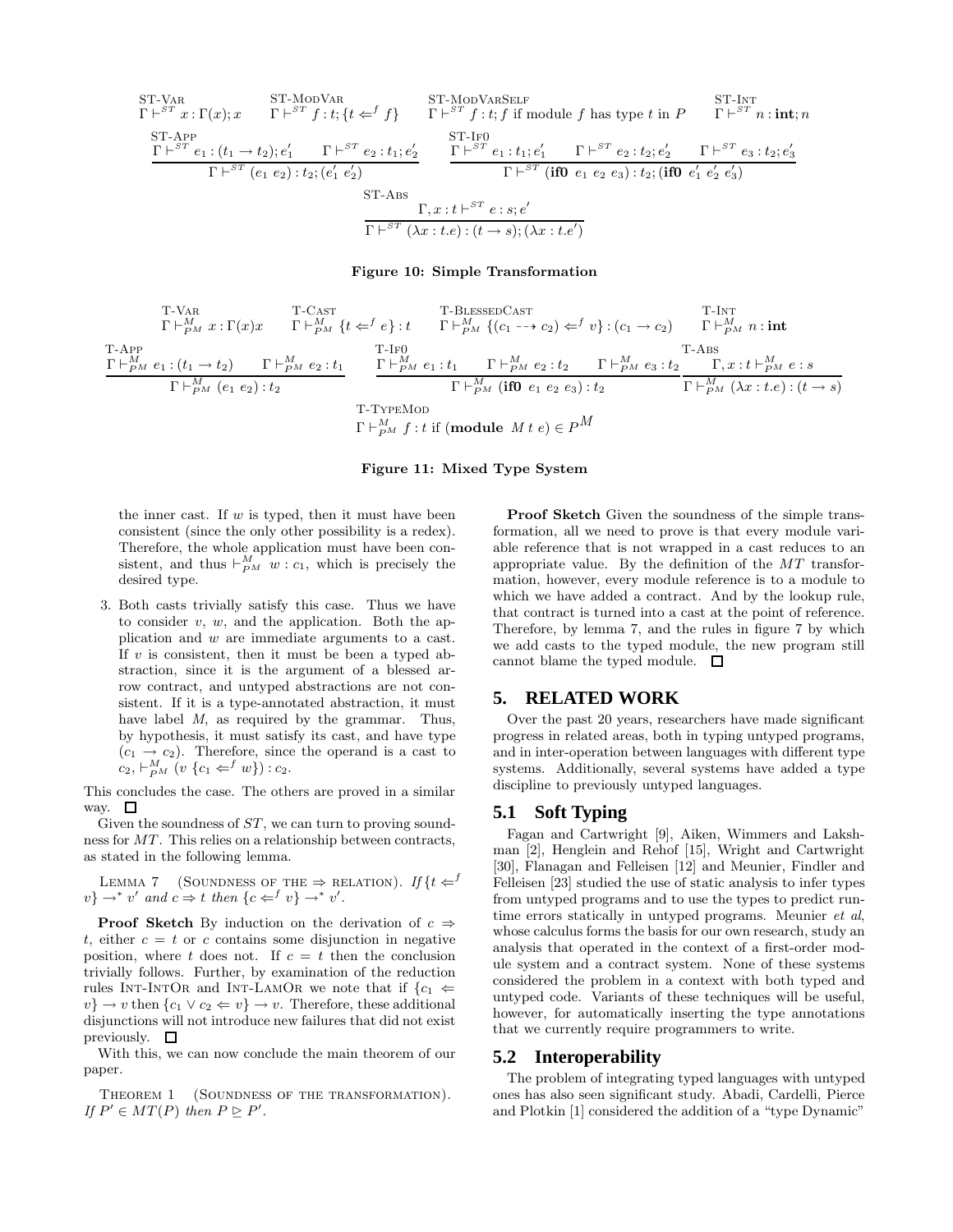ST-Var
$$\Gamma \vdash^{ST} x : \Gamma(x); x$$

ST-ModVar
$$\Gamma \vdash^{ST} f : t; \{t \Leftarrow^{f} f\}$$

ST-ModVarSelf
$$\Gamma \vdash^{ST} f : t; f \text{ if module } f \text{ has type } t \text{ in } P$$

ST-Int
$$\Gamma \vdash^{ST} n : \textbf{int}; n$$

ST-App
$$\frac{\Gamma \vdash^{ST} e_1 : (t_1 \rightarrow t_2); e_1' \qquad \Gamma \vdash^{ST} e_2 : t_1; e_2'}{\Gamma \vdash^{ST} (e_1\ e_2) : t_2; (e_1'\ e_2')}$$

ST-If0
$$\frac{\Gamma \vdash^{ST} e_1 : t_1; e_1' \qquad \Gamma \vdash^{ST} e_2 : t_2; e_2' \qquad \Gamma \vdash^{ST} e_3 : t_2; e_3'}{\Gamma \vdash^{ST} (\textbf{if0}\ e_1\ e_2\ e_3) : t_2; (\textbf{if0}\ e_1'\ e_2'\ e_3')}$$

ST-Abs
$$\frac{\Gamma, x : t \vdash^{ST} e : s; e'}{\Gamma \vdash^{ST} (\lambda x : t.e) : (t \rightarrow s); (\lambda x : t.e')}$$

**Figure 10: Simple Transformation**

T-Var
$$\Gamma \vdash^{M}_{PM} x : \Gamma(x) x$$

T-Cast
$$\Gamma \vdash^{M}_{PM} \{t \Leftarrow^{f} e\} : t$$

T-BlessedCast
$$\Gamma \vdash^{M}_{PM} \{(c_1 \dashrightarrow c_2) \Leftarrow^{f} v\} : (c_1 \rightarrow c_2)$$

T-Int
$$\Gamma \vdash^{M}_{PM} n : \textbf{int}$$

T-App
$$\frac{\Gamma \vdash^{M}_{PM} e_1 : (t_1 \rightarrow t_2) \qquad \Gamma \vdash^{M}_{PM} e_2 : t_1}{\Gamma \vdash^{M}_{PM} (e_1\ e_2) : t_2}$$

T-If0
$$\frac{\Gamma \vdash^{M}_{PM} e_1 : t_1 \qquad \Gamma \vdash^{M}_{PM} e_2 : t_2 \qquad \Gamma \vdash^{M}_{PM} e_3 : t_2}{\Gamma \vdash^{M}_{PM} (\textbf{if0}\ e_1\ e_2\ e_3) : t_2}$$

T-Abs
$$\frac{\Gamma, x : t \vdash^{M}_{PM} e : s}{\Gamma \vdash^{M}_{PM} (\lambda x : t.e) : (t \rightarrow s)}$$

T-TypeMod
$$\Gamma \vdash^{M}_{PM} f : t \text{ if } (\textbf{module}\ M\ t\ e) \in P^{M}$$

**Figure 11: Mixed Type System**

the inner cast. If $w$ is typed, then it must have been consistent (since the only other possibility is a redex). Therefore, the whole application must have been consistent, and thus $\vdash^{M}_{PM} w : c_1$, which is precisely the desired type.

3. Both casts trivially satisfy this case. Thus we have to consider $v$, $w$, and the application. Both the application and $w$ are immediate arguments to a cast. If $v$ is consistent, then it must be been a typed abstraction, since it is the argument of a blessed arrow contract, and untyped abstractions are not consistent. If it is a type-annotated abstraction, it must have label $M$, as required by the grammar. Thus, by hypothesis, it must satisfy its cast, and have type $(c_1 \rightarrow c_2)$. Therefore, since the operand is a cast to $c_2$, $\vdash^{M}_{PM} (v\ \{c_1 \Leftarrow^{f} w\}) : c_2$.

This concludes the case. The others are proved in a similar way. $\square$

Given the soundness of $ST$, we can turn to proving soundness for $MT$. This relies on a relationship between contracts, as stated in the following lemma.

Lemma 7 (Soundness of the $\Rightarrow$ relation). *If $\{t \Leftarrow^{f} v\} \rightarrow^{*} v'$ and $c \Rightarrow t$ then $\{c \Leftarrow^{f} v\} \rightarrow^{*} v'$.*

**Proof Sketch** By induction on the derivation of $c \Rightarrow t$, either $c = t$ or $c$ contains some disjunction in negative position, where $t$ does not. If $c = t$ then the conclusion trivially follows. Further, by examination of the reduction rules Int-IntOr and Int-LamOr we note that if $\{c_1 \Leftarrow v\} \rightarrow v$ then $\{c_1 \vee c_2 \Leftarrow v\} \rightarrow v$. Therefore, these additional disjunctions will not introduce new failures that did not exist previously. $\square$

With this, we can now conclude the main theorem of our paper.

Theorem 1 (Soundness of the transformation). *If $P' \in MT(P)$ then $P \trianglerighteq P'$.*

**Proof Sketch** Given the soundness of the simple transformation, all we need to prove is that every module variable reference that is not wrapped in a cast reduces to an appropriate value. By the definition of the $MT$ transformation, however, every module reference is to a module to which we have added a contract. And by the lookup rule, that contract is turned into a cast at the point of reference. Therefore, by lemma 7, and the rules in figure 7 by which we add casts to the typed module, the new program still cannot blame the typed module. $\square$

## 5. RELATED WORK

Over the past 20 years, researchers have made significant progress in related areas, both in typing untyped programs, and in inter-operation between languages with different type systems. Additionally, several systems have added a type discipline to previously untyped languages.

### 5.1 Soft Typing

Fagan and Cartwright [9], Aiken, Wimmers and Lakshman [2], Henglein and Rehof [15], Wright and Cartwright [30], Flanagan and Felleisen [12] and Meunier, Findler and Felleisen [23] studied the use of static analysis to infer types from untyped programs and to use the types to predict runtime errors statically in untyped programs. Meunier *et al*, whose calculus forms the basis for our own research, study an analysis that operated in the context of a first-order module system and a contract system. None of these systems considered the problem in a context with both typed and untyped code. Variants of these techniques will be useful, however, for automatically inserting the type annotations that we currently require programmers to write.

### 5.2 Interoperability

The problem of integrating typed languages with untyped ones has also seen significant study. Abadi, Cardelli, Pierce and Plotkin [1] considered the addition of a "type Dynamic"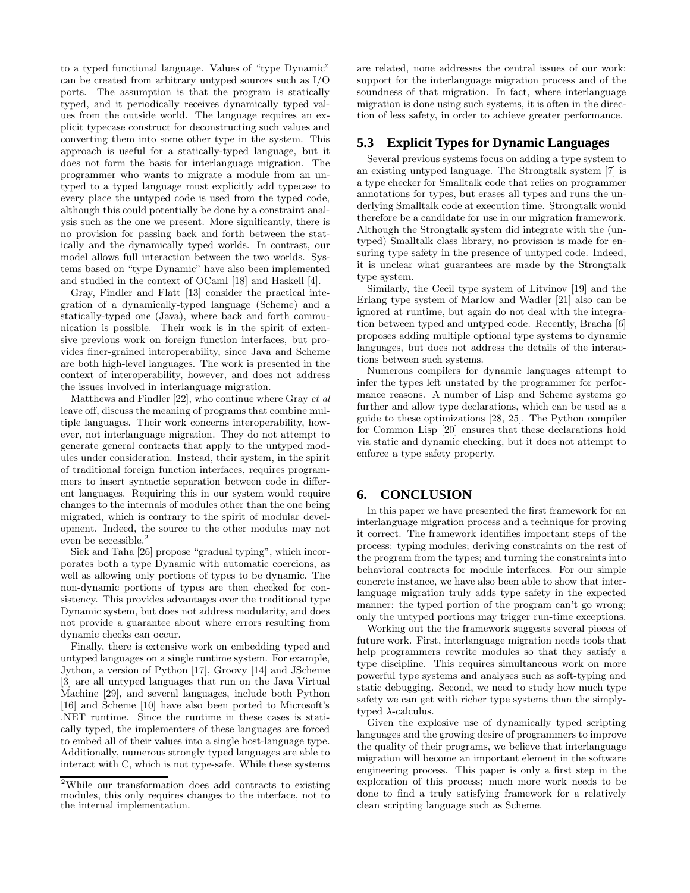to a typed functional language. Values of "type Dynamic" can be created from arbitrary untyped sources such as I/O ports. The assumption is that the program is statically typed, and it periodically receives dynamically typed values from the outside world. The language requires an explicit typecase construct for deconstructing such values and converting them into some other type in the system. This approach is useful for a statically-typed language, but it does not form the basis for interlanguage migration. The programmer who wants to migrate a module from an untyped to a typed language must explicitly add typecase to every place the untyped code is used from the typed code, although this could potentially be done by a constraint analysis such as the one we present. More significantly, there is no provision for passing back and forth between the statically and the dynamically typed worlds. In contrast, our model allows full interaction between the two worlds. Systems based on "type Dynamic" have also been implemented and studied in the context of OCaml [18] and Haskell [4].

Gray, Findler and Flatt [13] consider the practical integration of a dynamically-typed language (Scheme) and a statically-typed one (Java), where back and forth communication is possible. Their work is in the spirit of extensive previous work on foreign function interfaces, but provides finer-grained interoperability, since Java and Scheme are both high-level languages. The work is presented in the context of interoperability, however, and does not address the issues involved in interlanguage migration.

Matthews and Findler [22], who continue where Gray *et al* leave off, discuss the meaning of programs that combine multiple languages. Their work concerns interoperability, however, not interlanguage migration. They do not attempt to generate general contracts that apply to the untyped modules under consideration. Instead, their system, in the spirit of traditional foreign function interfaces, requires programmers to insert syntactic separation between code in different languages. Requiring this in our system would require changes to the internals of modules other than the one being migrated, which is contrary to the spirit of modular development. Indeed, the source to the other modules may not even be accessible.[2]

Siek and Taha [26] propose "gradual typing", which incorporates both a type Dynamic with automatic coercions, as well as allowing only portions of types to be dynamic. The non-dynamic portions of types are then checked for consistency. This provides advantages over the traditional type Dynamic system, but does not address modularity, and does not provide a guarantee about where errors resulting from dynamic checks can occur.

Finally, there is extensive work on embedding typed and untyped languages on a single runtime system. For example, Jython, a version of Python [17], Groovy [14] and JScheme [3] are all untyped languages that run on the Java Virtual Machine [29], and several languages, include both Python [16] and Scheme [10] have also been ported to Microsoft's .NET runtime. Since the runtime in these cases is statically typed, the implementers of these languages are forced to embed all of their values into a single host-language type. Additionally, numerous strongly typed languages are able to interact with C, which is not type-safe. While these systems are related, none addresses the central issues of our work: support for the interlanguage migration process and of the soundness of that migration. In fact, where interlanguage migration is done using such systems, it is often in the direction of less safety, in order to achieve greater performance.

### 5.3 Explicit Types for Dynamic Languages

Several previous systems focus on adding a type system to an existing untyped language. The Strongtalk system [7] is a type checker for Smalltalk code that relies on programmer annotations for types, but erases all types and runs the underlying Smalltalk code at execution time. Strongtalk would therefore be a candidate for use in our migration framework. Although the Strongtalk system did integrate with the (untyped) Smalltalk class library, no provision is made for ensuring type safety in the presence of untyped code. Indeed, it is unclear what guarantees are made by the Strongtalk type system.

Similarly, the Cecil type system of Litvinov [19] and the Erlang type system of Marlow and Wadler [21] also can be ignored at runtime, but again do not deal with the integration between typed and untyped code. Recently, Bracha [6] proposes adding multiple optional type systems to dynamic languages, but does not address the details of the interactions between such systems.

Numerous compilers for dynamic languages attempt to infer the types left unstated by the programmer for performance reasons. A number of Lisp and Scheme systems go further and allow type declarations, which can be used as a guide to these optimizations [28, 25]. The Python compiler for Common Lisp [20] ensures that these declarations hold via static and dynamic checking, but it does not attempt to enforce a type safety property.

## 6. CONCLUSION

In this paper we have presented the first framework for an interlanguage migration process and a technique for proving it correct. The framework identifies important steps of the process: typing modules; deriving constraints on the rest of the program from the types; and turning the constraints into behavioral contracts for module interfaces. For our simple concrete instance, we have also been able to show that interlanguage migration truly adds type safety in the expected manner: the typed portion of the program can't go wrong; only the untyped portions may trigger run-time exceptions.

Working out the the framework suggests several pieces of future work. First, interlanguage migration needs tools that help programmers rewrite modules so that they satisfy a type discipline. This requires simultaneous work on more powerful type systems and analyses such as soft-typing and static debugging. Second, we need to study how much type safety we can get with richer type systems than the simply-typed $\lambda$-calculus.

Given the explosive use of dynamically typed scripting languages and the growing desire of programmers to improve the quality of their programs, we believe that interlanguage migration will become an important element in the software engineering process. This paper is only a first step in the exploration of this process; much more work needs to be done to find a truly satisfying framework for a relatively clean scripting language such as Scheme.

[2]While our transformation does add contracts to existing modules, this only requires changes to the interface, not to the internal implementation.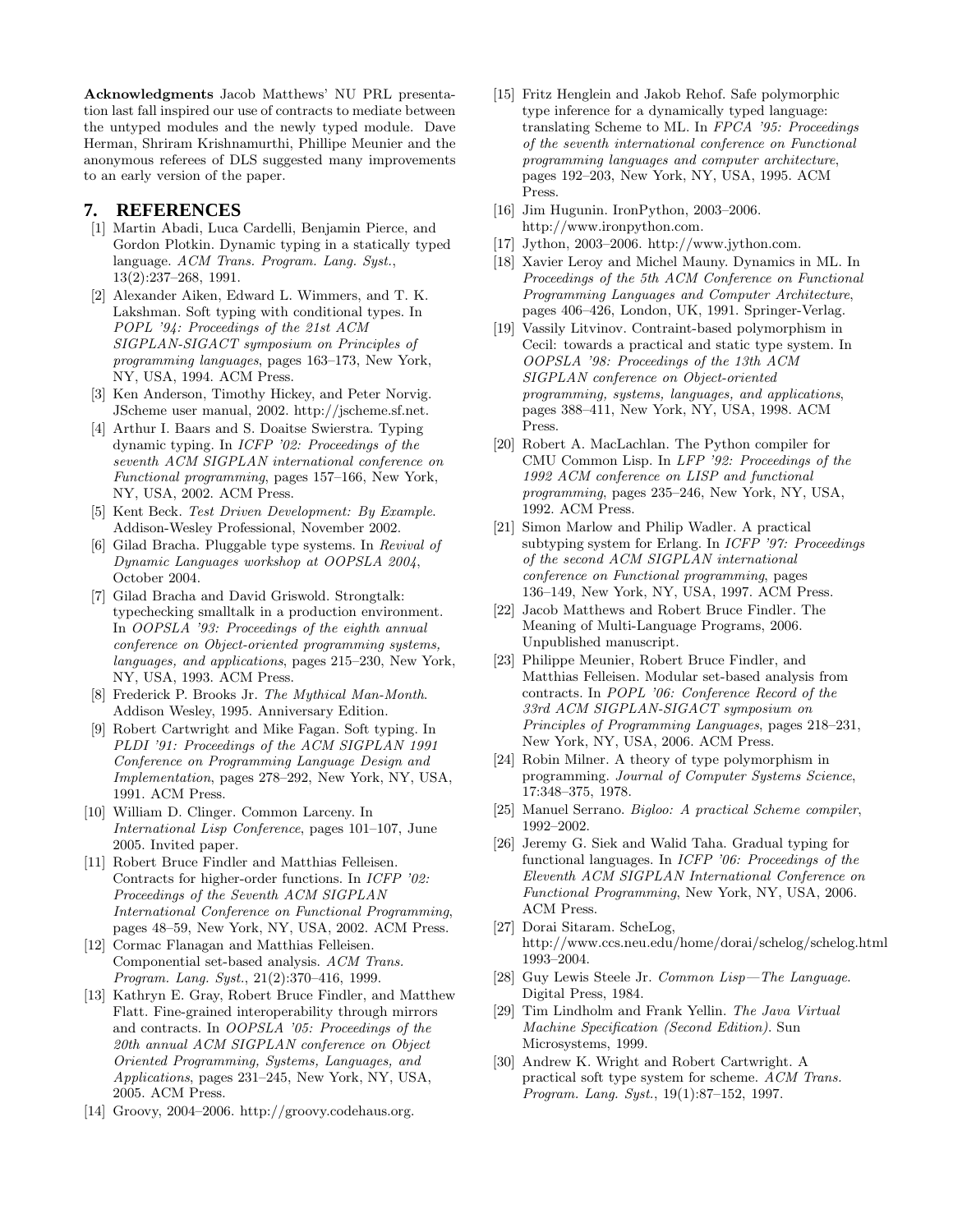**Acknowledgments** Jacob Matthews' NU PRL presentation last fall inspired our use of contracts to mediate between the untyped modules and the newly typed module. Dave Herman, Shriram Krishnamurthi, Phillipe Meunier and the anonymous referees of DLS suggested many improvements to an early version of the paper.

## 7. REFERENCES

[1] Martin Abadi, Luca Cardelli, Benjamin Pierce, and Gordon Plotkin. Dynamic typing in a statically typed language. *ACM Trans. Program. Lang. Syst.*, 13(2):237–268, 1991.

[2] Alexander Aiken, Edward L. Wimmers, and T. K. Lakshman. Soft typing with conditional types. In *POPL '94: Proceedings of the 21st ACM SIGPLAN-SIGACT symposium on Principles of programming languages*, pages 163–173, New York, NY, USA, 1994. ACM Press.

[3] Ken Anderson, Timothy Hickey, and Peter Norvig. JScheme user manual, 2002. http://jscheme.sf.net.

[4] Arthur I. Baars and S. Doaitse Swierstra. Typing dynamic typing. In *ICFP '02: Proceedings of the seventh ACM SIGPLAN international conference on Functional programming*, pages 157–166, New York, NY, USA, 2002. ACM Press.

[5] Kent Beck. *Test Driven Development: By Example*. Addison-Wesley Professional, November 2002.

[6] Gilad Bracha. Pluggable type systems. In *Revival of Dynamic Languages workshop at OOPSLA 2004*, October 2004.

[7] Gilad Bracha and David Griswold. Strongtalk: typechecking smalltalk in a production environment. In *OOPSLA '93: Proceedings of the eighth annual conference on Object-oriented programming systems, languages, and applications*, pages 215–230, New York, NY, USA, 1993. ACM Press.

[8] Frederick P. Brooks Jr. *The Mythical Man-Month*. Addison Wesley, 1995. Anniversary Edition.

[9] Robert Cartwright and Mike Fagan. Soft typing. In *PLDI '91: Proceedings of the ACM SIGPLAN 1991 Conference on Programming Language Design and Implementation*, pages 278–292, New York, NY, USA, 1991. ACM Press.

[10] William D. Clinger. Common Larceny. In *International Lisp Conference*, pages 101–107, June 2005. Invited paper.

[11] Robert Bruce Findler and Matthias Felleisen. Contracts for higher-order functions. In *ICFP '02: Proceedings of the Seventh ACM SIGPLAN International Conference on Functional Programming*, pages 48–59, New York, NY, USA, 2002. ACM Press.

[12] Cormac Flanagan and Matthias Felleisen. Componential set-based analysis. *ACM Trans. Program. Lang. Syst.*, 21(2):370–416, 1999.

[13] Kathryn E. Gray, Robert Bruce Findler, and Matthew Flatt. Fine-grained interoperability through mirrors and contracts. In *OOPSLA '05: Proceedings of the 20th annual ACM SIGPLAN conference on Object Oriented Programming, Systems, Languages, and Applications*, pages 231–245, New York, NY, USA, 2005. ACM Press.

[14] Groovy, 2004–2006. http://groovy.codehaus.org.

[15] Fritz Henglein and Jakob Rehof. Safe polymorphic type inference for a dynamically typed language: translating Scheme to ML. In *FPCA '95: Proceedings of the seventh international conference on Functional programming languages and computer architecture*, pages 192–203, New York, NY, USA, 1995. ACM Press.

[16] Jim Hugunin. IronPython, 2003–2006. http://www.ironpython.com.

[17] Jython, 2003–2006. http://www.jython.com.

[18] Xavier Leroy and Michel Mauny. Dynamics in ML. In *Proceedings of the 5th ACM Conference on Functional Programming Languages and Computer Architecture*, pages 406–426, London, UK, 1991. Springer-Verlag.

[19] Vassily Litvinov. Contraint-based polymorphism in Cecil: towards a practical and static type system. In *OOPSLA '98: Proceedings of the 13th ACM SIGPLAN conference on Object-oriented programming, systems, languages, and applications*, pages 388–411, New York, NY, USA, 1998. ACM Press.

[20] Robert A. MacLachlan. The Python compiler for CMU Common Lisp. In *LFP '92: Proceedings of the 1992 ACM conference on LISP and functional programming*, pages 235–246, New York, NY, USA, 1992. ACM Press.

[21] Simon Marlow and Philip Wadler. A practical subtyping system for Erlang. In *ICFP '97: Proceedings of the second ACM SIGPLAN international conference on Functional programming*, pages 136–149, New York, NY, USA, 1997. ACM Press.

[22] Jacob Matthews and Robert Bruce Findler. The Meaning of Multi-Language Programs, 2006. Unpublished manuscript.

[23] Philippe Meunier, Robert Bruce Findler, and Matthias Felleisen. Modular set-based analysis from contracts. In *POPL '06: Conference Record of the 33rd ACM SIGPLAN-SIGACT symposium on Principles of Programming Languages*, pages 218–231, New York, NY, USA, 2006. ACM Press.

[24] Robin Milner. A theory of type polymorphism in programming. *Journal of Computer Systems Science*, 17:348–375, 1978.

[25] Manuel Serrano. *Bigloo: A practical Scheme compiler*, 1992–2002.

[26] Jeremy G. Siek and Walid Taha. Gradual typing for functional languages. In *ICFP '06: Proceedings of the Eleventh ACM SIGPLAN International Conference on Functional Programming*, New York, NY, USA, 2006. ACM Press.

[27] Dorai Sitaram. ScheLog, http://www.ccs.neu.edu/home/dorai/schelog/schelog.html 1993–2004.

[28] Guy Lewis Steele Jr. *Common Lisp—The Language*. Digital Press, 1984.

[29] Tim Lindholm and Frank Yellin. *The Java Virtual Machine Specification (Second Edition)*. Sun Microsystems, 1999.

[30] Andrew K. Wright and Robert Cartwright. A practical soft type system for scheme. *ACM Trans. Program. Lang. Syst.*, 19(1):87–152, 1997.